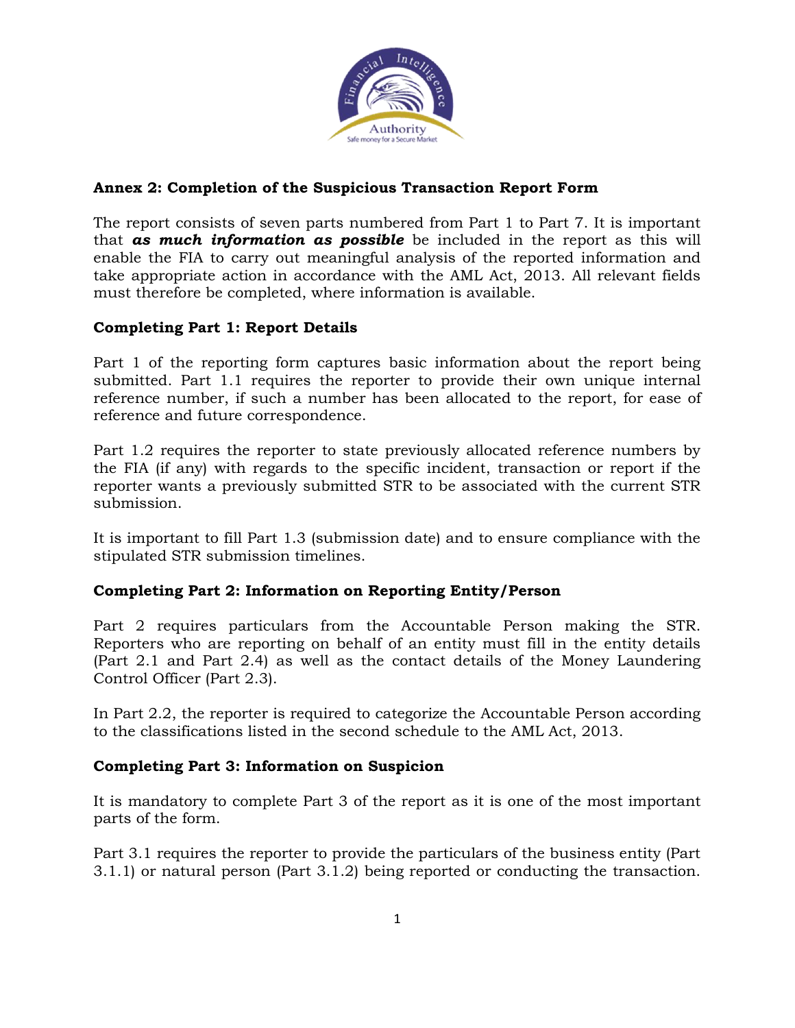## Annex 2: Completion of the Suspicious Transaction Report Form

The report consists of seven parts numbered from Part 1 to Part 7. It is important that ***as much information as possible*** be included in the report as this will enable the FIA to carry out meaningful analysis of the reported information and take appropriate action in accordance with the AML Act, 2013. All relevant fields must therefore be completed, where information is available.

### Completing Part 1: Report Details

Part 1 of the reporting form captures basic information about the report being submitted. Part 1.1 requires the reporter to provide their own unique internal reference number, if such a number has been allocated to the report, for ease of reference and future correspondence.

Part 1.2 requires the reporter to state previously allocated reference numbers by the FIA (if any) with regards to the specific incident, transaction or report if the reporter wants a previously submitted STR to be associated with the current STR submission.

It is important to fill Part 1.3 (submission date) and to ensure compliance with the stipulated STR submission timelines.

### Completing Part 2: Information on Reporting Entity/Person

Part 2 requires particulars from the Accountable Person making the STR. Reporters who are reporting on behalf of an entity must fill in the entity details (Part 2.1 and Part 2.4) as well as the contact details of the Money Laundering Control Officer (Part 2.3).

In Part 2.2, the reporter is required to categorize the Accountable Person according to the classifications listed in the second schedule to the AML Act, 2013.

### Completing Part 3: Information on Suspicion

It is mandatory to complete Part 3 of the report as it is one of the most important parts of the form.

Part 3.1 requires the reporter to provide the particulars of the business entity (Part 3.1.1) or natural person (Part 3.1.2) being reported or conducting the transaction.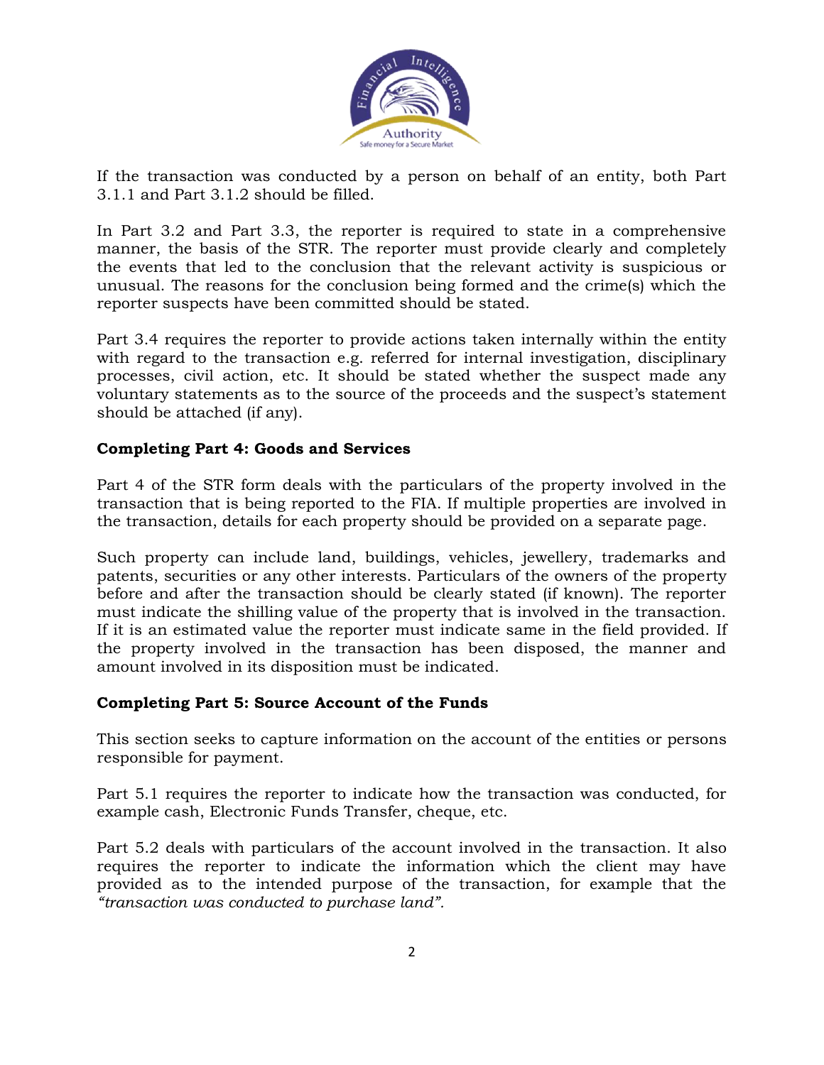If the transaction was conducted by a person on behalf of an entity, both Part 3.1.1 and Part 3.1.2 should be filled.

In Part 3.2 and Part 3.3, the reporter is required to state in a comprehensive manner, the basis of the STR. The reporter must provide clearly and completely the events that led to the conclusion that the relevant activity is suspicious or unusual. The reasons for the conclusion being formed and the crime(s) which the reporter suspects have been committed should be stated.

Part 3.4 requires the reporter to provide actions taken internally within the entity with regard to the transaction e.g. referred for internal investigation, disciplinary processes, civil action, etc. It should be stated whether the suspect made any voluntary statements as to the source of the proceeds and the suspect's statement should be attached (if any).

**Completing Part 4: Goods and Services**

Part 4 of the STR form deals with the particulars of the property involved in the transaction that is being reported to the FIA. If multiple properties are involved in the transaction, details for each property should be provided on a separate page.

Such property can include land, buildings, vehicles, jewellery, trademarks and patents, securities or any other interests. Particulars of the owners of the property before and after the transaction should be clearly stated (if known). The reporter must indicate the shilling value of the property that is involved in the transaction. If it is an estimated value the reporter must indicate same in the field provided. If the property involved in the transaction has been disposed, the manner and amount involved in its disposition must be indicated.

**Completing Part 5: Source Account of the Funds**

This section seeks to capture information on the account of the entities or persons responsible for payment.

Part 5.1 requires the reporter to indicate how the transaction was conducted, for example cash, Electronic Funds Transfer, cheque, etc.

Part 5.2 deals with particulars of the account involved in the transaction. It also requires the reporter to indicate the information which the client may have provided as to the intended purpose of the transaction, for example that the *"transaction was conducted to purchase land".*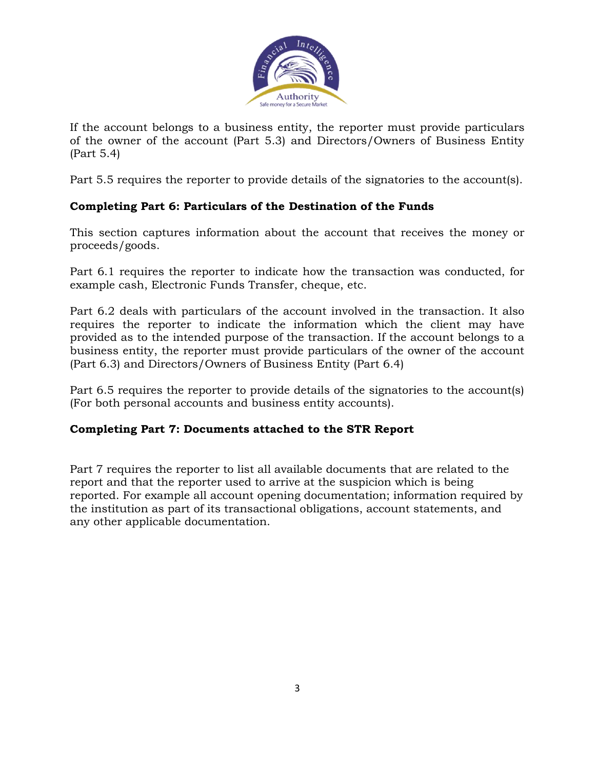If the account belongs to a business entity, the reporter must provide particulars of the owner of the account (Part 5.3) and Directors/Owners of Business Entity (Part 5.4)

Part 5.5 requires the reporter to provide details of the signatories to the account(s).

**Completing Part 6: Particulars of the Destination of the Funds**

This section captures information about the account that receives the money or proceeds/goods.

Part 6.1 requires the reporter to indicate how the transaction was conducted, for example cash, Electronic Funds Transfer, cheque, etc.

Part 6.2 deals with particulars of the account involved in the transaction. It also requires the reporter to indicate the information which the client may have provided as to the intended purpose of the transaction. If the account belongs to a business entity, the reporter must provide particulars of the owner of the account (Part 6.3) and Directors/Owners of Business Entity (Part 6.4)

Part 6.5 requires the reporter to provide details of the signatories to the account(s) (For both personal accounts and business entity accounts).

**Completing Part 7: Documents attached to the STR Report**

Part 7 requires the reporter to list all available documents that are related to the report and that the reporter used to arrive at the suspicion which is being reported. For example all account opening documentation; information required by the institution as part of its transactional obligations, account statements, and any other applicable documentation.